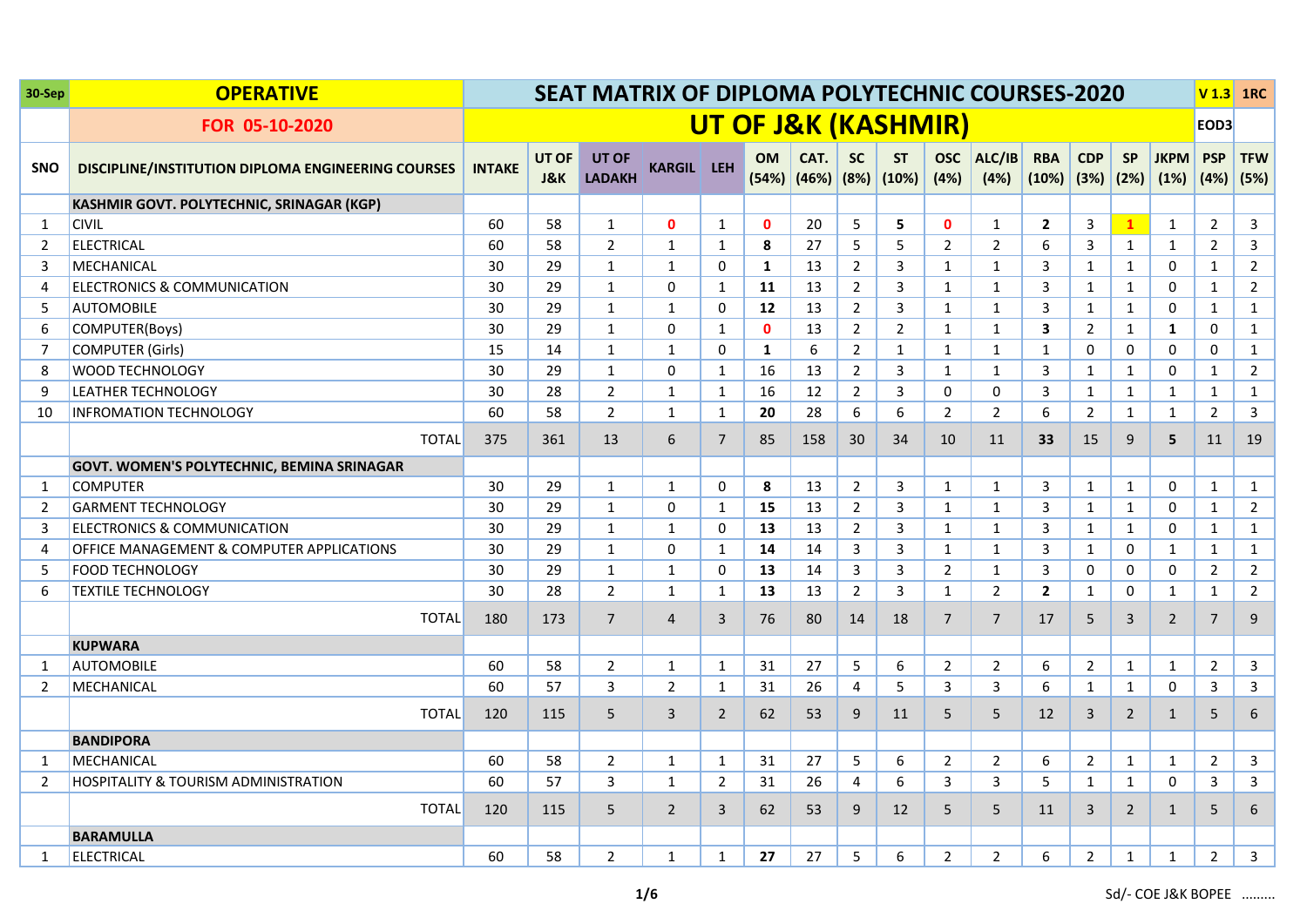| 30-Sep | OPERATIVE | SEAT MATRIX OF DIPLOMA POLYTECHNIC COURSES-2020 | | | | | | | | | | | | | | | | V 1.3 | 1RC |
|---|---|---|---|---|---|---|---|---|---|---|---|---|---|---|---|---|---|---|---|
| | FOR 05-10-2020 | UT OF J&K (KASHMIR) | | | | | | | | | | | | | | | | EOD3 | |
| SNO | DISCIPLINE/INSTITUTION DIPLOMA ENGINEERING COURSES | INTAKE | UT OF J&K | UT OF LADAKH | KARGIL | LEH | OM (54%) | CAT. (46%) | SC (8%) | ST (10%) | OSC (4%) | ALC/IB (4%) | RBA (10%) | CDP (3%) | SP (2%) | JKPM (1%) | PSP (4%) | TFW (5%) | |
| | **KASHMIR GOVT. POLYTECHNIC, SRINAGAR (KGP)** | | | | | | | | | | | | | | | | | | |
| 1 | CIVIL | 60 | 58 | 1 | 0 | 1 | 0 | 20 | 5 | 5 | 0 | 1 | 2 | 3 | 1 | 1 | 2 | 3 | |
| 2 | ELECTRICAL | 60 | 58 | 2 | 1 | 1 | 8 | 27 | 5 | 5 | 2 | 2 | 6 | 3 | 1 | 1 | 2 | 3 | |
| 3 | MECHANICAL | 30 | 29 | 1 | 1 | 0 | 1 | 13 | 2 | 3 | 1 | 1 | 3 | 1 | 1 | 0 | 1 | 2 | |
| 4 | ELECTRONICS & COMMUNICATION | 30 | 29 | 1 | 0 | 1 | 11 | 13 | 2 | 3 | 1 | 1 | 3 | 1 | 1 | 0 | 1 | 2 | |
| 5 | AUTOMOBILE | 30 | 29 | 1 | 1 | 0 | 12 | 13 | 2 | 3 | 1 | 1 | 3 | 1 | 1 | 0 | 1 | 1 | |
| 6 | COMPUTER(Boys) | 30 | 29 | 1 | 0 | 1 | 0 | 13 | 2 | 2 | 1 | 1 | 3 | 2 | 1 | 1 | 0 | 1 | |
| 7 | COMPUTER (Girls) | 15 | 14 | 1 | 1 | 0 | 1 | 6 | 2 | 1 | 1 | 1 | 1 | 0 | 0 | 0 | 0 | 1 | |
| 8 | WOOD TECHNOLOGY | 30 | 29 | 1 | 0 | 1 | 16 | 13 | 2 | 3 | 1 | 1 | 3 | 1 | 1 | 0 | 1 | 2 | |
| 9 | LEATHER TECHNOLOGY | 30 | 28 | 2 | 1 | 1 | 16 | 12 | 2 | 3 | 0 | 0 | 3 | 1 | 1 | 1 | 1 | 1 | |
| 10 | INFROMATION TECHNOLOGY | 60 | 58 | 2 | 1 | 1 | 20 | 28 | 6 | 6 | 2 | 2 | 6 | 2 | 1 | 1 | 2 | 3 | |
| | TOTAL | 375 | 361 | 13 | 6 | 7 | 85 | 158 | 30 | 34 | 10 | 11 | 33 | 15 | 9 | 5 | 11 | 19 | |
| | **GOVT. WOMEN'S POLYTECHNIC, BEMINA SRINAGAR** | | | | | | | | | | | | | | | | | | |
| 1 | COMPUTER | 30 | 29 | 1 | 1 | 0 | 8 | 13 | 2 | 3 | 1 | 1 | 3 | 1 | 1 | 0 | 1 | 1 | |
| 2 | GARMENT TECHNOLOGY | 30 | 29 | 1 | 0 | 1 | 15 | 13 | 2 | 3 | 1 | 1 | 3 | 1 | 1 | 0 | 1 | 2 | |
| 3 | ELECTRONICS & COMMUNICATION | 30 | 29 | 1 | 1 | 0 | 13 | 13 | 2 | 3 | 1 | 1 | 3 | 1 | 1 | 0 | 1 | 1 | |
| 4 | OFFICE MANAGEMENT & COMPUTER APPLICATIONS | 30 | 29 | 1 | 0 | 1 | 14 | 14 | 3 | 3 | 1 | 1 | 3 | 1 | 0 | 1 | 1 | 1 | |
| 5 | FOOD TECHNOLOGY | 30 | 29 | 1 | 1 | 0 | 13 | 14 | 3 | 3 | 2 | 1 | 3 | 0 | 0 | 0 | 2 | 2 | |
| 6 | TEXTILE TECHNOLOGY | 30 | 28 | 2 | 1 | 1 | 13 | 13 | 2 | 3 | 1 | 2 | 2 | 1 | 0 | 1 | 1 | 2 | |
| | TOTAL | 180 | 173 | 7 | 4 | 3 | 76 | 80 | 14 | 18 | 7 | 7 | 17 | 5 | 3 | 2 | 7 | 9 | |
| | **KUPWARA** | | | | | | | | | | | | | | | | | | |
| 1 | AUTOMOBILE | 60 | 58 | 2 | 1 | 1 | 31 | 27 | 5 | 6 | 2 | 2 | 6 | 2 | 1 | 1 | 2 | 3 | |
| 2 | MECHANICAL | 60 | 57 | 3 | 2 | 1 | 31 | 26 | 4 | 5 | 3 | 3 | 6 | 1 | 1 | 0 | 3 | 3 | |
| | TOTAL | 120 | 115 | 5 | 3 | 2 | 62 | 53 | 9 | 11 | 5 | 5 | 12 | 3 | 2 | 1 | 5 | 6 | |
| | **BANDIPORA** | | | | | | | | | | | | | | | | | | |
| 1 | MECHANICAL | 60 | 58 | 2 | 1 | 1 | 31 | 27 | 5 | 6 | 2 | 2 | 6 | 2 | 1 | 1 | 2 | 3 | |
| 2 | HOSPITALITY & TOURISM ADMINISTRATION | 60 | 57 | 3 | 1 | 2 | 31 | 26 | 4 | 6 | 3 | 3 | 5 | 1 | 1 | 0 | 3 | 3 | |
| | TOTAL | 120 | 115 | 5 | 2 | 3 | 62 | 53 | 9 | 12 | 5 | 5 | 11 | 3 | 2 | 1 | 5 | 6 | |
| | **BARAMULLA** | | | | | | | | | | | | | | | | | | |
| 1 | ELECTRICAL | 60 | 58 | 2 | 1 | 1 | 27 | 27 | 5 | 6 | 2 | 2 | 6 | 2 | 1 | 1 | 2 | 3 | |

Sd/- COE J&K BOPEE .........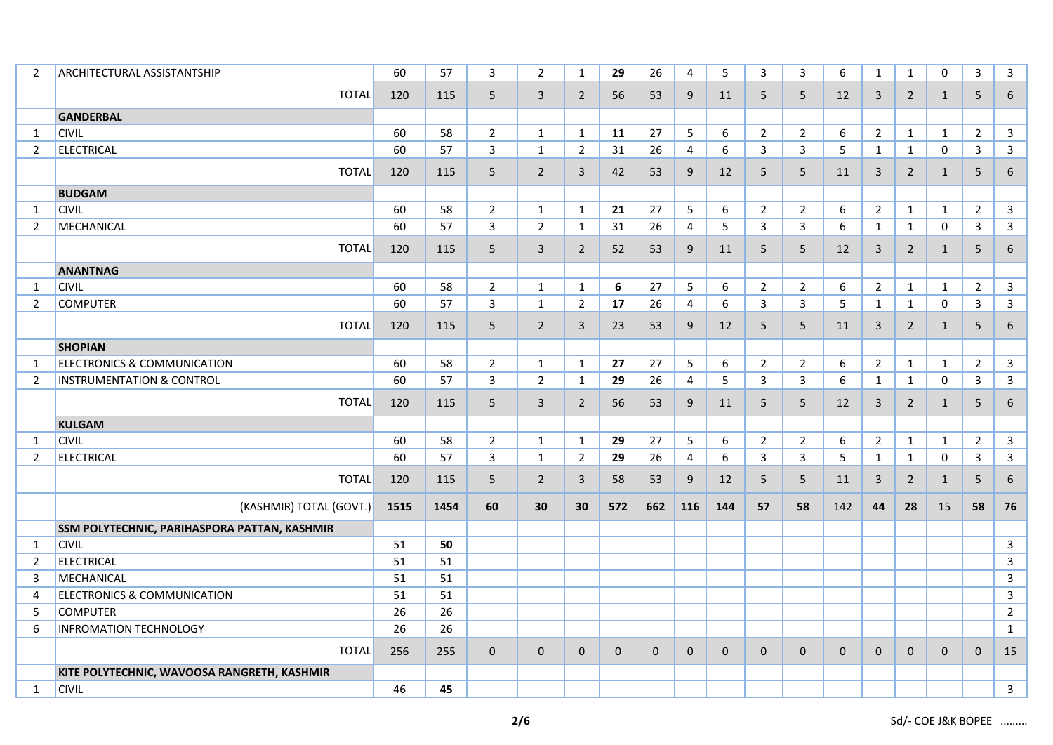| | | | | | | | | | | | | | | | | | | | |
|---|---|---|---|---|---|---|---|---|---|---|---|---|---|---|---|---|---|---|---|
| 2 | ARCHITECTURAL ASSISTANTSHIP | 60 | 57 | 3 | 2 | 1 | **29** | 26 | 4 | 5 | 3 | 3 | 6 | 1 | 1 | 0 | 3 | 3 |
| | TOTAL | 120 | 115 | 5 | 3 | 2 | 56 | 53 | 9 | 11 | 5 | 5 | 12 | 3 | 2 | 1 | 5 | 6 |
| | **GANDERBAL** | | | | | | | | | | | | | | | | | |
| 1 | CIVIL | 60 | 58 | 2 | 1 | 1 | **11** | 27 | 5 | 6 | 2 | 2 | 6 | 2 | 1 | 1 | 2 | 3 |
| 2 | ELECTRICAL | 60 | 57 | 3 | 1 | 2 | 31 | 26 | 4 | 6 | 3 | 3 | 5 | 1 | 1 | 0 | 3 | 3 |
| | TOTAL | 120 | 115 | 5 | 2 | 3 | 42 | 53 | 9 | 12 | 5 | 5 | 11 | 3 | 2 | 1 | 5 | 6 |
| | **BUDGAM** | | | | | | | | | | | | | | | | | |
| 1 | CIVIL | 60 | 58 | 2 | 1 | 1 | **21** | 27 | 5 | 6 | 2 | 2 | 6 | 2 | 1 | 1 | 2 | 3 |
| 2 | MECHANICAL | 60 | 57 | 3 | 2 | 1 | 31 | 26 | 4 | 5 | 3 | 3 | 6 | 1 | 1 | 0 | 3 | 3 |
| | TOTAL | 120 | 115 | 5 | 3 | 2 | 52 | 53 | 9 | 11 | 5 | 5 | 12 | 3 | 2 | 1 | 5 | 6 |
| | **ANANTNAG** | | | | | | | | | | | | | | | | | |
| 1 | CIVIL | 60 | 58 | 2 | 1 | 1 | **6** | 27 | 5 | 6 | 2 | 2 | 6 | 2 | 1 | 1 | 2 | 3 |
| 2 | COMPUTER | 60 | 57 | 3 | 1 | 2 | **17** | 26 | 4 | 6 | 3 | 3 | 5 | 1 | 1 | 0 | 3 | 3 |
| | TOTAL | 120 | 115 | 5 | 2 | 3 | 23 | 53 | 9 | 12 | 5 | 5 | 11 | 3 | 2 | 1 | 5 | 6 |
| | **SHOPIAN** | | | | | | | | | | | | | | | | | |
| 1 | ELECTRONICS & COMMUNICATION | 60 | 58 | 2 | 1 | 1 | **27** | 27 | 5 | 6 | 2 | 2 | 6 | 2 | 1 | 1 | 2 | 3 |
| 2 | INSTRUMENTATION & CONTROL | 60 | 57 | 3 | 2 | 1 | **29** | 26 | 4 | 5 | 3 | 3 | 6 | 1 | 1 | 0 | 3 | 3 |
| | TOTAL | 120 | 115 | 5 | 3 | 2 | 56 | 53 | 9 | 11 | 5 | 5 | 12 | 3 | 2 | 1 | 5 | 6 |
| | **KULGAM** | | | | | | | | | | | | | | | | | |
| 1 | CIVIL | 60 | 58 | 2 | 1 | 1 | **29** | 27 | 5 | 6 | 2 | 2 | 6 | 2 | 1 | 1 | 2 | 3 |
| 2 | ELECTRICAL | 60 | 57 | 3 | 1 | 2 | **29** | 26 | 4 | 6 | 3 | 3 | 5 | 1 | 1 | 0 | 3 | 3 |
| | TOTAL | 120 | 115 | 5 | 2 | 3 | 58 | 53 | 9 | 12 | 5 | 5 | 11 | 3 | 2 | 1 | 5 | 6 |
| | (KASHMIR) TOTAL (GOVT.) | **1515** | **1454** | **60** | **30** | **30** | **572** | **662** | **116** | **144** | **57** | **58** | 142 | **44** | **28** | 15 | **58** | **76** |
| | **SSM POLYTECHNIC, PARIHASPORA PATTAN, KASHMIR** | | | | | | | | | | | | | | | | | |
| 1 | CIVIL | 51 | **50** | | | | | | | | | | | | | | | 3 |
| 2 | ELECTRICAL | 51 | 51 | | | | | | | | | | | | | | | 3 |
| 3 | MECHANICAL | 51 | 51 | | | | | | | | | | | | | | | 3 |
| 4 | ELECTRONICS & COMMUNICATION | 51 | 51 | | | | | | | | | | | | | | | 3 |
| 5 | COMPUTER | 26 | 26 | | | | | | | | | | | | | | | 2 |
| 6 | INFROMATION TECHNOLOGY | 26 | 26 | | | | | | | | | | | | | | | 1 |
| | TOTAL | 256 | 255 | 0 | 0 | 0 | 0 | 0 | 0 | 0 | 0 | 0 | 0 | 0 | 0 | 0 | 0 | 15 |
| | **KITE POLYTECHNIC, WAVOOSA RANGRETH, KASHMIR** | | | | | | | | | | | | | | | | | |
| 1 | CIVIL | 46 | **45** | | | | | | | | | | | | | | | 3 |

Sd/- COE J&K BOPEE .........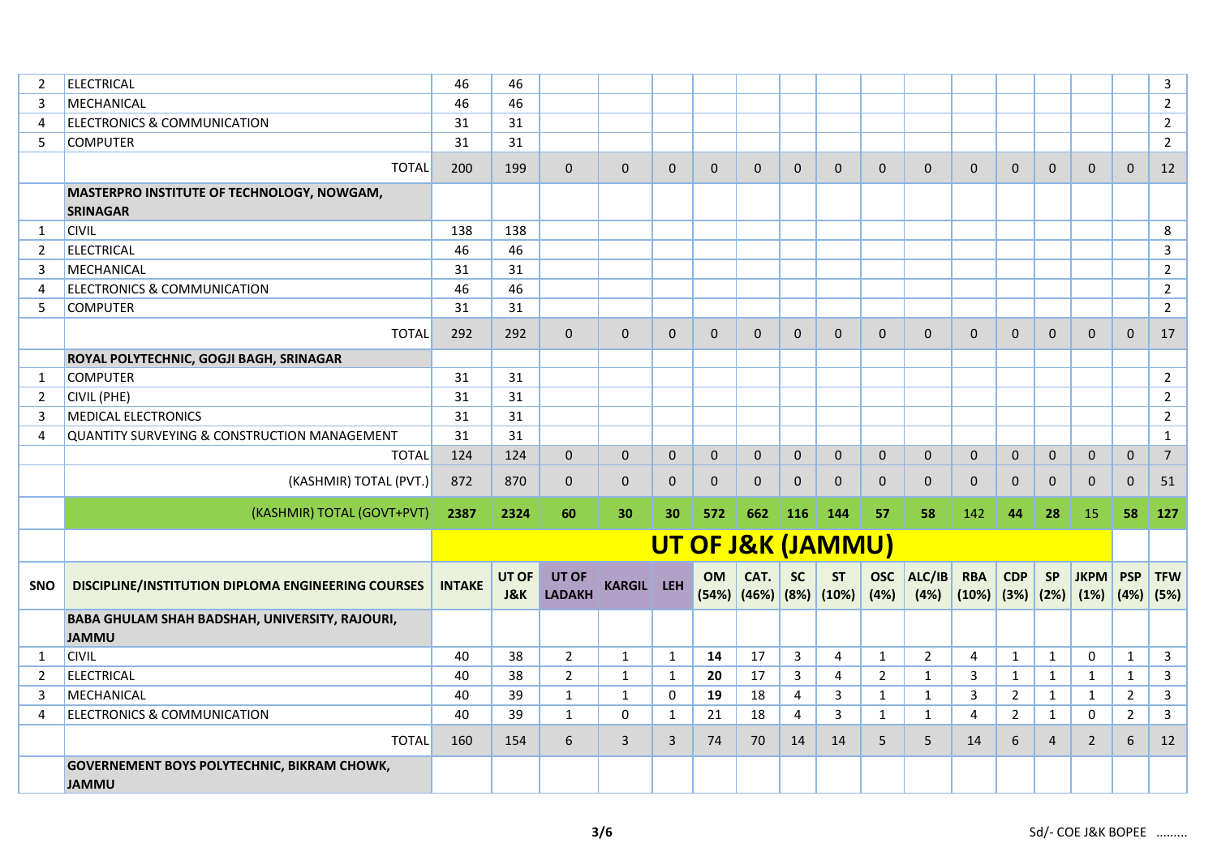| | | | | | | | | | | | | | | | | | | |
|---|---|---|---|---|---|---|---|---|---|---|---|---|---|---|---|---|---|---|
| 2 | ELECTRICAL | 46 | 46 | | | | | | | | | | | | | | | 3 |
| 3 | MECHANICAL | 46 | 46 | | | | | | | | | | | | | | | 2 |
| 4 | ELECTRONICS & COMMUNICATION | 31 | 31 | | | | | | | | | | | | | | | 2 |
| 5 | COMPUTER | 31 | 31 | | | | | | | | | | | | | | | 2 |
| | TOTAL | 200 | 199 | 0 | 0 | 0 | 0 | 0 | 0 | 0 | 0 | 0 | 0 | 0 | 0 | 0 | 0 | 12 |
| | **MASTERPRO INSTITUTE OF TECHNOLOGY, NOWGAM, SRINAGAR** | | | | | | | | | | | | | | | | | |
| 1 | CIVIL | 138 | 138 | | | | | | | | | | | | | | | 8 |
| 2 | ELECTRICAL | 46 | 46 | | | | | | | | | | | | | | | 3 |
| 3 | MECHANICAL | 31 | 31 | | | | | | | | | | | | | | | 2 |
| 4 | ELECTRONICS & COMMUNICATION | 46 | 46 | | | | | | | | | | | | | | | 2 |
| 5 | COMPUTER | 31 | 31 | | | | | | | | | | | | | | | 2 |
| | TOTAL | 292 | 292 | 0 | 0 | 0 | 0 | 0 | 0 | 0 | 0 | 0 | 0 | 0 | 0 | 0 | 0 | 17 |
| | **ROYAL POLYTECHNIC, GOGJI BAGH, SRINAGAR** | | | | | | | | | | | | | | | | | |
| 1 | COMPUTER | 31 | 31 | | | | | | | | | | | | | | | 2 |
| 2 | CIVIL (PHE) | 31 | 31 | | | | | | | | | | | | | | | 2 |
| 3 | MEDICAL ELECTRONICS | 31 | 31 | | | | | | | | | | | | | | | 2 |
| 4 | QUANTITY SURVEYING & CONSTRUCTION MANAGEMENT | 31 | 31 | | | | | | | | | | | | | | | 1 |
| | TOTAL | 124 | 124 | 0 | 0 | 0 | 0 | 0 | 0 | 0 | 0 | 0 | 0 | 0 | 0 | 0 | 0 | 7 |
| | (KASHMIR) TOTAL (PVT.) | 872 | 870 | 0 | 0 | 0 | 0 | 0 | 0 | 0 | 0 | 0 | 0 | 0 | 0 | 0 | 0 | 51 |
| | (KASHMIR) TOTAL (GOVT+PVT) | **2387** | **2324** | **60** | **30** | **30** | **572** | **662** | **116** | **144** | **57** | **58** | 142 | **44** | **28** | 15 | **58** | **127** |

## UT OF J&K (JAMMU)

| SNO | DISCIPLINE/INSTITUTION DIPLOMA ENGINEERING COURSES | INTAKE | UT OF J&K | UT OF LADAKH | KARGIL | LEH | OM (54%) | CAT. (46%) | SC (8%) | ST (10%) | OSC (4%) | ALC/IB (4%) | RBA (10%) | CDP (3%) | SP (2%) | JKPM (1%) | PSP (4%) | TFW (5%) |
|---|---|---|---|---|---|---|---|---|---|---|---|---|---|---|---|---|---|---|
| | **BABA GHULAM SHAH BADSHAH, UNIVERSITY, RAJOURI, JAMMU** | | | | | | | | | | | | | | | | | |
| 1 | CIVIL | 40 | 38 | 2 | 1 | 1 | **14** | 17 | 3 | 4 | 1 | 2 | 4 | 1 | 1 | 0 | 1 | 3 |
| 2 | ELECTRICAL | 40 | 38 | 2 | 1 | 1 | **20** | 17 | 3 | 4 | 2 | 1 | 3 | 1 | 1 | 1 | 1 | 3 |
| 3 | MECHANICAL | 40 | 39 | 1 | 1 | 0 | **19** | 18 | 4 | 3 | 1 | 1 | 3 | 2 | 1 | 1 | 2 | 3 |
| 4 | ELECTRONICS & COMMUNICATION | 40 | 39 | 1 | 0 | 1 | 21 | 18 | 4 | 3 | 1 | 1 | 4 | 2 | 1 | 0 | 2 | 3 |
| | TOTAL | 160 | 154 | 6 | 3 | 3 | 74 | 70 | 14 | 14 | 5 | 5 | 14 | 6 | 4 | 2 | 6 | 12 |
| | **GOVERENEMENT BOYS POLYTECHNIC, BIKRAM CHOWK, JAMMU** | | | | | | | | | | | | | | | | | |

Sd/- COE J&K BOPEE .........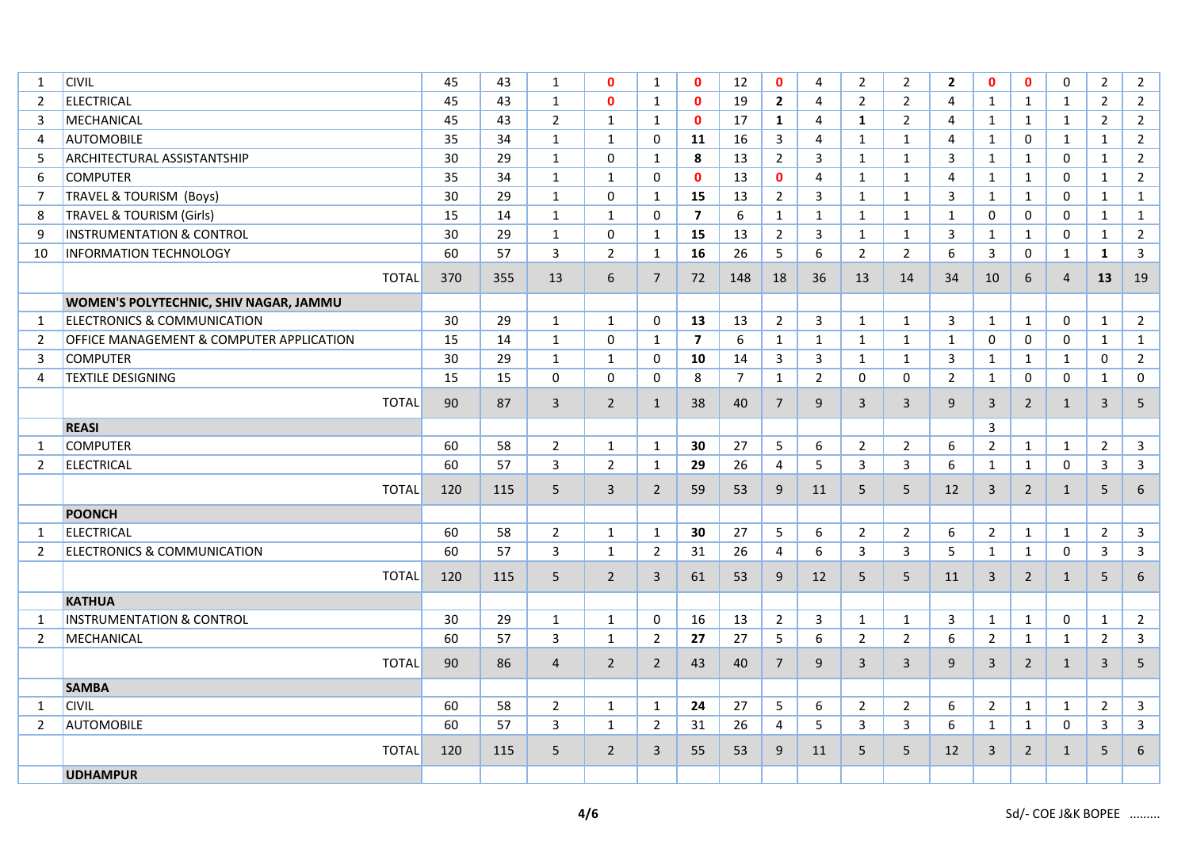| | | | | | | | | | | | | | | | | | | |
|---|---|---|---|---|---|---|---|---|---|---|---|---|---|---|---|---|---|---|
| 1 | CIVIL | 45 | 43 | 1 | **0** | 1 | **0** | 12 | **0** | 4 | 2 | 2 | **2** | **0** | **0** | 0 | 2 | 2 |
| 2 | ELECTRICAL | 45 | 43 | 1 | **0** | 1 | **0** | 19 | **2** | 4 | 2 | 2 | 4 | 1 | 1 | 1 | 2 | 2 |
| 3 | MECHANICAL | 45 | 43 | 2 | 1 | 1 | **0** | 17 | **1** | 4 | **1** | 2 | 4 | 1 | 1 | 1 | 2 | 2 |
| 4 | AUTOMOBILE | 35 | 34 | 1 | 1 | 0 | **11** | 16 | 3 | 4 | 1 | 1 | 4 | 1 | 0 | 1 | 1 | 2 |
| 5 | ARCHITECTURAL ASSISTANTSHIP | 30 | 29 | 1 | 0 | 1 | **8** | 13 | 2 | 3 | 1 | 1 | 3 | 1 | 1 | 0 | 1 | 2 |
| 6 | COMPUTER | 35 | 34 | 1 | 1 | 0 | **0** | 13 | **0** | 4 | 1 | 1 | 4 | 1 | 1 | 0 | 1 | 2 |
| 7 | TRAVEL & TOURISM (Boys) | 30 | 29 | 1 | 0 | 1 | **15** | 13 | 2 | 3 | 1 | 1 | 3 | 1 | 1 | 0 | 1 | 1 |
| 8 | TRAVEL & TOURISM (Girls) | 15 | 14 | 1 | 1 | 0 | **7** | 6 | 1 | 1 | 1 | 1 | 1 | 0 | 0 | 0 | 1 | 1 |
| 9 | INSTRUMENTATION & CONTROL | 30 | 29 | 1 | 0 | 1 | **15** | 13 | 2 | 3 | 1 | 1 | 3 | 1 | 1 | 0 | 1 | 2 |
| 10 | INFORMATION TECHNOLOGY | 60 | 57 | 3 | 2 | 1 | **16** | 26 | 5 | 6 | 2 | 2 | 6 | 3 | 0 | 1 | **1** | 3 |
| | TOTAL | 370 | 355 | 13 | 6 | 7 | 72 | 148 | 18 | 36 | 13 | 14 | 34 | 10 | 6 | 4 | **13** | 19 |
| | **WOMEN'S POLYTECHNIC, SHIV NAGAR, JAMMU** | | | | | | | | | | | | | | | | | |
| 1 | ELECTRONICS & COMMUNICATION | 30 | 29 | 1 | 1 | 0 | **13** | 13 | 2 | 3 | 1 | 1 | 3 | 1 | 1 | 0 | 1 | 2 |
| 2 | OFFICE MANAGEMENT & COMPUTER APPLICATION | 15 | 14 | 1 | 0 | 1 | **7** | 6 | 1 | 1 | 1 | 1 | 1 | 0 | 0 | 0 | 1 | 1 |
| 3 | COMPUTER | 30 | 29 | 1 | 1 | 0 | **10** | 14 | 3 | 3 | 1 | 1 | 3 | 1 | 1 | 1 | 0 | 2 |
| 4 | TEXTILE DESIGNING | 15 | 15 | 0 | 0 | 0 | 8 | 7 | 1 | 2 | 0 | 0 | 2 | 1 | 0 | 0 | 1 | 0 |
| | TOTAL | 90 | 87 | 3 | 2 | 1 | 38 | 40 | 7 | 9 | 3 | 3 | 9 | 3 | 2 | 1 | 3 | 5 |
| | **REASI** | | | | | | | | | | | | | 3 | | | | |
| 1 | COMPUTER | 60 | 58 | 2 | 1 | 1 | **30** | 27 | 5 | 6 | 2 | 2 | 6 | 2 | 1 | 1 | 2 | 3 |
| 2 | ELECTRICAL | 60 | 57 | 3 | 2 | 1 | **29** | 26 | 4 | 5 | 3 | 3 | 6 | 1 | 1 | 0 | 3 | 3 |
| | TOTAL | 120 | 115 | 5 | 3 | 2 | 59 | 53 | 9 | 11 | 5 | 5 | 12 | 3 | 2 | 1 | 5 | 6 |
| | **POONCH** | | | | | | | | | | | | | | | | | |
| 1 | ELECTRICAL | 60 | 58 | 2 | 1 | 1 | **30** | 27 | 5 | 6 | 2 | 2 | 6 | 2 | 1 | 1 | 2 | 3 |
| 2 | ELECTRONICS & COMMUNICATION | 60 | 57 | 3 | 1 | 2 | 31 | 26 | 4 | 6 | 3 | 3 | 5 | 1 | 1 | 0 | 3 | 3 |
| | TOTAL | 120 | 115 | 5 | 2 | 3 | 61 | 53 | 9 | 12 | 5 | 5 | 11 | 3 | 2 | 1 | 5 | 6 |
| | **KATHUA** | | | | | | | | | | | | | | | | | |
| 1 | INSTRUMENTATION & CONTROL | 30 | 29 | 1 | 1 | 0 | 16 | 13 | 2 | 3 | 1 | 1 | 3 | 1 | 1 | 0 | 1 | 2 |
| 2 | MECHANICAL | 60 | 57 | 3 | 1 | 2 | **27** | 27 | 5 | 6 | 2 | 2 | 6 | 2 | 1 | 1 | 2 | 3 |
| | TOTAL | 90 | 86 | 4 | 2 | 2 | 43 | 40 | 7 | 9 | 3 | 3 | 9 | 3 | 2 | 1 | 3 | 5 |
| | **SAMBA** | | | | | | | | | | | | | | | | | |
| 1 | CIVIL | 60 | 58 | 2 | 1 | 1 | **24** | 27 | 5 | 6 | 2 | 2 | 6 | 2 | 1 | 1 | 2 | 3 |
| 2 | AUTOMOBILE | 60 | 57 | 3 | 1 | 2 | 31 | 26 | 4 | 5 | 3 | 3 | 6 | 1 | 1 | 0 | 3 | 3 |
| | TOTAL | 120 | 115 | 5 | 2 | 3 | 55 | 53 | 9 | 11 | 5 | 5 | 12 | 3 | 2 | 1 | 5 | 6 |
| | **UDHAMPUR** | | | | | | | | | | | | | | | | | |

Sd/- COE J&K BOPEE .........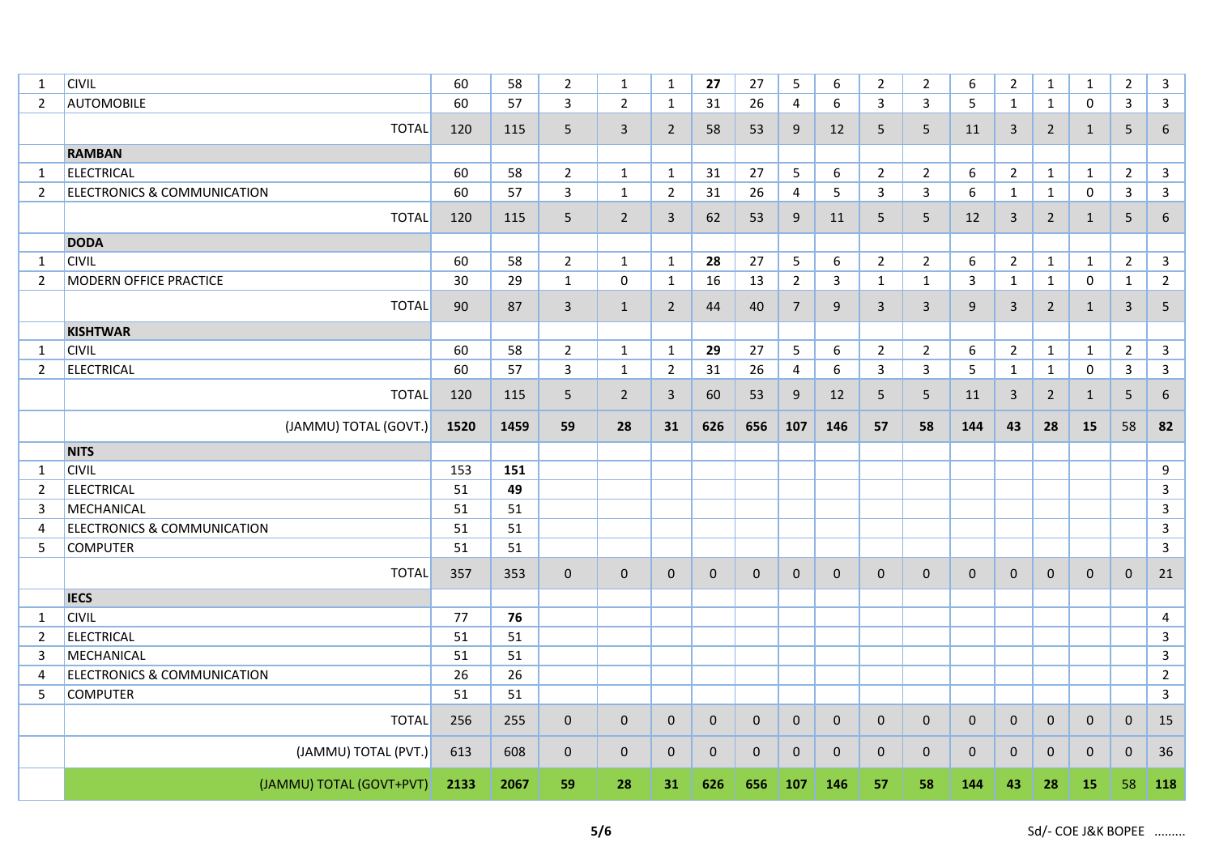| | | | | | | | | | | | | | | | | | | |
|---|---|---|---|---|---|---|---|---|---|---|---|---|---|---|---|---|---|---|
| 1 | CIVIL | 60 | 58 | 2 | 1 | 1 | **27** | 27 | 5 | 6 | 2 | 2 | 6 | 2 | 1 | 1 | 2 | 3 |
| 2 | AUTOMOBILE | 60 | 57 | 3 | 2 | 1 | 31 | 26 | 4 | 6 | 3 | 3 | 5 | 1 | 1 | 0 | 3 | 3 |
| | TOTAL | 120 | 115 | 5 | 3 | 2 | 58 | 53 | 9 | 12 | 5 | 5 | 11 | 3 | 2 | 1 | 5 | 6 |
| | **RAMBAN** | | | | | | | | | | | | | | | | | |
| 1 | ELECTRICAL | 60 | 58 | 2 | 1 | 1 | 31 | 27 | 5 | 6 | 2 | 2 | 6 | 2 | 1 | 1 | 2 | 3 |
| 2 | ELECTRONICS & COMMUNICATION | 60 | 57 | 3 | 1 | 2 | 31 | 26 | 4 | 5 | 3 | 3 | 6 | 1 | 1 | 0 | 3 | 3 |
| | TOTAL | 120 | 115 | 5 | 2 | 3 | 62 | 53 | 9 | 11 | 5 | 5 | 12 | 3 | 2 | 1 | 5 | 6 |
| | **DODA** | | | | | | | | | | | | | | | | | |
| 1 | CIVIL | 60 | 58 | 2 | 1 | 1 | **28** | 27 | 5 | 6 | 2 | 2 | 6 | 2 | 1 | 1 | 2 | 3 |
| 2 | MODERN OFFICE PRACTICE | 30 | 29 | 1 | 0 | 1 | 16 | 13 | 2 | 3 | 1 | 1 | 3 | 1 | 1 | 0 | 1 | 2 |
| | TOTAL | 90 | 87 | 3 | 1 | 2 | 44 | 40 | 7 | 9 | 3 | 3 | 9 | 3 | 2 | 1 | 3 | 5 |
| | **KISHTWAR** | | | | | | | | | | | | | | | | | |
| 1 | CIVIL | 60 | 58 | 2 | 1 | 1 | **29** | 27 | 5 | 6 | 2 | 2 | 6 | 2 | 1 | 1 | 2 | 3 |
| 2 | ELECTRICAL | 60 | 57 | 3 | 1 | 2 | 31 | 26 | 4 | 6 | 3 | 3 | 5 | 1 | 1 | 0 | 3 | 3 |
| | TOTAL | 120 | 115 | 5 | 2 | 3 | 60 | 53 | 9 | 12 | 5 | 5 | 11 | 3 | 2 | 1 | 5 | 6 |
| | (JAMMU) TOTAL (GOVT.) | **1520** | **1459** | **59** | **28** | **31** | **626** | **656** | **107** | **146** | **57** | **58** | **144** | **43** | **28** | **15** | 58 | **82** |
| | **NITS** | | | | | | | | | | | | | | | | | |
| 1 | CIVIL | 153 | **151** | | | | | | | | | | | | | | | 9 |
| 2 | ELECTRICAL | 51 | **49** | | | | | | | | | | | | | | | 3 |
| 3 | MECHANICAL | 51 | 51 | | | | | | | | | | | | | | | 3 |
| 4 | ELECTRONICS & COMMUNICATION | 51 | 51 | | | | | | | | | | | | | | | 3 |
| 5 | COMPUTER | 51 | 51 | | | | | | | | | | | | | | | 3 |
| | TOTAL | 357 | 353 | 0 | 0 | 0 | 0 | 0 | 0 | 0 | 0 | 0 | 0 | 0 | 0 | 0 | 0 | 21 |
| | **IECS** | | | | | | | | | | | | | | | | | |
| 1 | CIVIL | 77 | **76** | | | | | | | | | | | | | | | 4 |
| 2 | ELECTRICAL | 51 | 51 | | | | | | | | | | | | | | | 3 |
| 3 | MECHANICAL | 51 | 51 | | | | | | | | | | | | | | | 3 |
| 4 | ELECTRONICS & COMMUNICATION | 26 | 26 | | | | | | | | | | | | | | | 2 |
| 5 | COMPUTER | 51 | 51 | | | | | | | | | | | | | | | 3 |
| | TOTAL | 256 | 255 | 0 | 0 | 0 | 0 | 0 | 0 | 0 | 0 | 0 | 0 | 0 | 0 | 0 | 0 | 15 |
| | (JAMMU) TOTAL (PVT.) | 613 | 608 | 0 | 0 | 0 | 0 | 0 | 0 | 0 | 0 | 0 | 0 | 0 | 0 | 0 | 0 | 36 |
| | (JAMMU) TOTAL (GOVT+PVT) | **2133** | **2067** | **59** | **28** | **31** | **626** | **656** | **107** | **146** | **57** | **58** | **144** | **43** | **28** | **15** | 58 | **118** |

Sd/- COE J&K BOPEE .........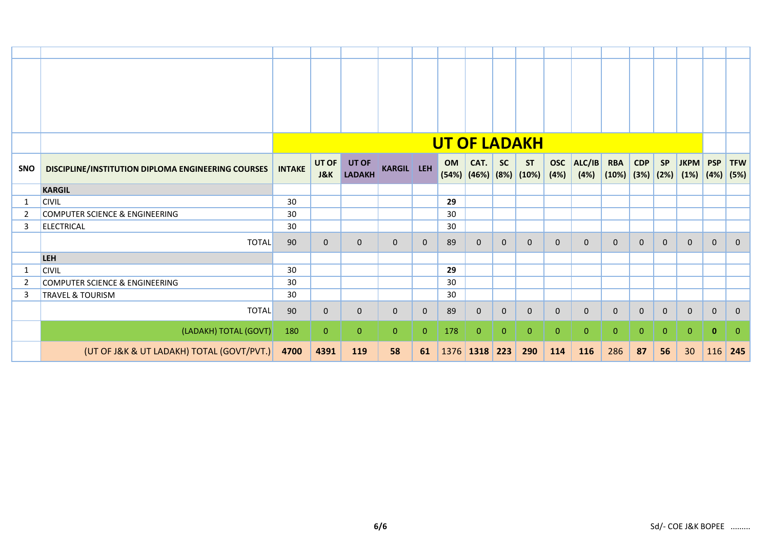| | | | | | | | | | | | | | | | | | | |
|---|---|---|---|---|---|---|---|---|---|---|---|---|---|---|---|---|---|---|
| | | **UT OF LADAKH** | | | | | | | | | | | | | | | | |
| **SNO** | **DISCIPLINE/INSTITUTION DIPLOMA ENGINEERING COURSES** | **INTAKE** | **UT OF J&K** | **UT OF LADAKH** | **KARGIL** | **LEH** | **OM (54%)** | **CAT. (46%)** | **SC (8%)** | **ST (10%)** | **OSC (4%)** | **ALC/IB (4%)** | **RBA (10%)** | **CDP (3%)** | **SP (2%)** | **JKPM (1%)** | **PSP (4%)** | **TFW (5%)** |
| | **KARGIL** | | | | | | | | | | | | | | | | | |
| 1 | CIVIL | 30 | | | | | **29** | | | | | | | | | | | |
| 2 | COMPUTER SCIENCE & ENGINEERING | 30 | | | | | 30 | | | | | | | | | | | |
| 3 | ELECTRICAL | 30 | | | | | 30 | | | | | | | | | | | |
| | TOTAL | 90 | 0 | 0 | 0 | 0 | 89 | 0 | 0 | 0 | 0 | 0 | 0 | 0 | 0 | 0 | 0 | 0 |
| | **LEH** | | | | | | | | | | | | | | | | | |
| 1 | CIVIL | 30 | | | | | **29** | | | | | | | | | | | |
| 2 | COMPUTER SCIENCE & ENGINEERING | 30 | | | | | 30 | | | | | | | | | | | |
| 3 | TRAVEL & TOURISM | 30 | | | | | 30 | | | | | | | | | | | |
| | TOTAL | 90 | 0 | 0 | 0 | 0 | 89 | 0 | 0 | 0 | 0 | 0 | 0 | 0 | 0 | 0 | 0 | 0 |
| | (LADAKH) TOTAL (GOVT) | 180 | 0 | 0 | 0 | 0 | 178 | 0 | 0 | 0 | 0 | 0 | 0 | 0 | 0 | 0 | **0** | 0 |
| | (UT OF J&K & UT LADAKH) TOTAL (GOVT/PVT.) | **4700** | **4391** | **119** | **58** | **61** | 1376 | **1318** | **223** | **290** | **114** | **116** | 286 | **87** | **56** | 30 | 116 | **245** |

Sd/- COE J&K BOPEE .........